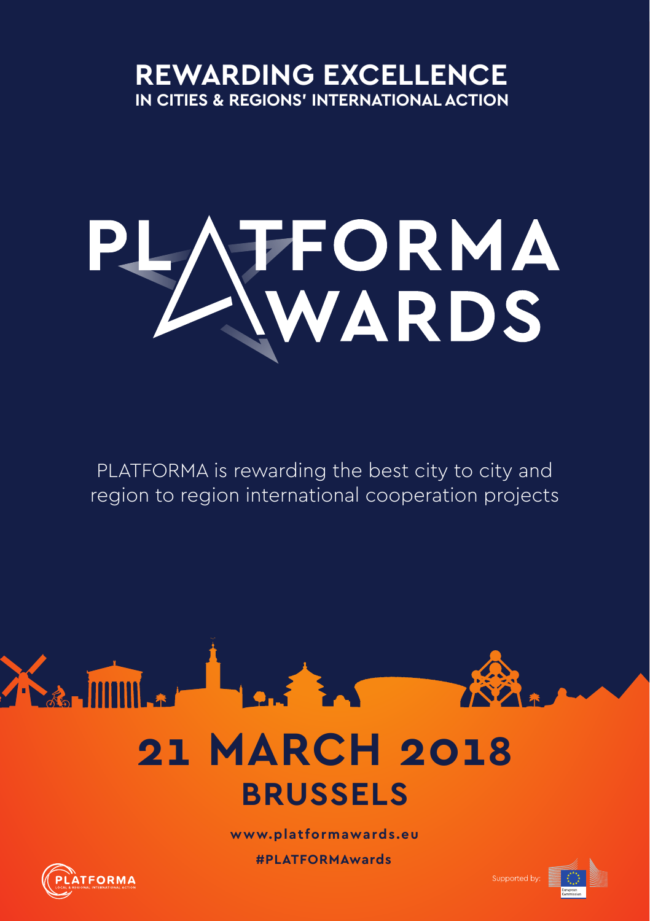## REWARDING EXCELLENCE
### IN CITIES & REGIONS' INTERNATIONAL ACTION

# PLATFORMA AWARDS

PLATFORMA is rewarding the best city to city and region to region international cooperation projects

## 21 MARCH 2018
## BRUSSELS

**www.platformawards.eu**

**#PLATFORMAwards**

PLATFORMA
LOCAL & REGIONAL INTERNATIONAL ACTION

Supported by: European Commission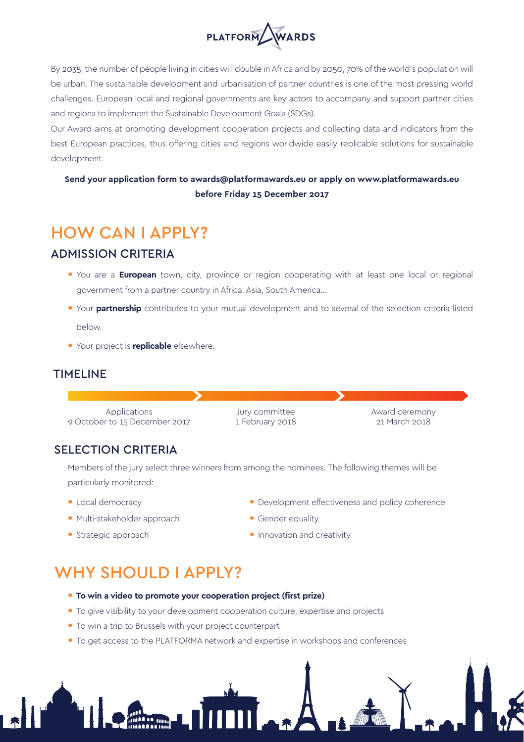PLATFORMAWARDS

By 2035, the number of people living in cities will double in Africa and by 2050, 70% of the world's population will be urban. The sustainable development and urbanisation of partner countries is one of the most pressing world challenges. European local and regional governments are key actors to accompany and support partner cities and regions to implement the Sustainable Development Goals (SDGs).

Our Award aims at promoting development cooperation projects and collecting data and indicators from the best European practices, thus offering cities and regions worldwide easily replicable solutions for sustainable development.

**Send your application form to awards@platformawards.eu or apply on www.platformawards.eu before Friday 15 December 2017**

# HOW CAN I APPLY?

## ADMISSION CRITERIA

- You are a **European** town, city, province or region cooperating with at least one local or regional government from a partner country in Africa, Asia, South America...
- Your **partnership** contributes to your mutual development and to several of the selection criteria listed below.
- Your project is **replicable** elsewhere.

## TIMELINE

- Applications: 9 October to 15 December 2017
- Jury committee: 1 February 2018
- Award ceremony: 21 March 2018

## SELECTION CRITERIA

Members of the jury select three winners from among the nominees. The following themes will be particularly monitored:

- Local democracy
- Multi-stakeholder approach
- Strategic approach
- Development effectiveness and policy coherence
- Gender equality
- Innovation and creativity

# WHY SHOULD I APPLY?

- **To win a video to promote your cooperation project (first prize)**
- To give visibility to your development cooperation culture, expertise and projects
- To win a trip to Brussels with your project counterpart
- To get access to the PLATFORMA network and expertise in workshops and conferences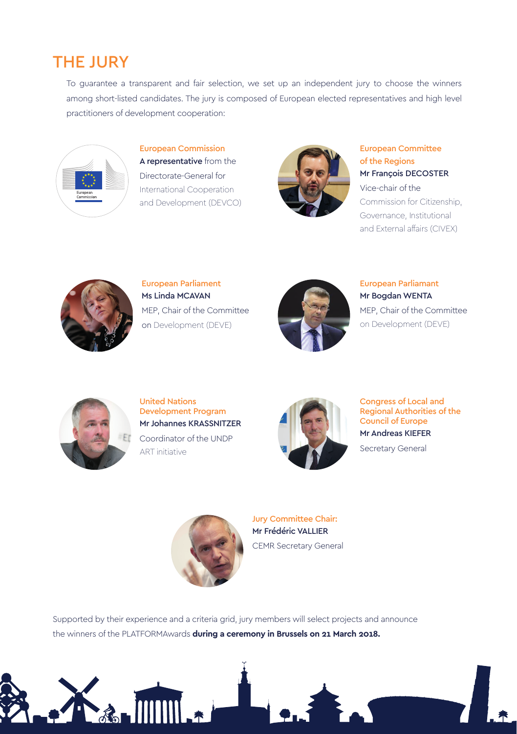# THE JURY

To guarantee a transparent and fair selection, we set up an independent jury to choose the winners among short-listed candidates. The jury is composed of European elected representatives and high level practitioners of development cooperation:

**European Commission**
**A representative** from the Directorate-General for International Cooperation and Development (DEVCO)

**European Committee of the Regions**
**Mr François DECOSTER**
Vice-chair of the Commission for Citizenship, Governance, Institutional and External affairs (CIVEX)

**European Parliament**
**Ms Linda MCAVAN**
MEP, Chair of the Committee on Development (DEVE)

**European Parliamant**
**Mr Bogdan WENTA**
MEP, Chair of the Committee on Development (DEVE)

**United Nations Development Program**
**Mr Johannes KRASSNITZER**
Coordinator of the UNDP ART initiative

**Congress of Local and Regional Authorities of the Council of Europe**
**Mr Andreas KIEFER**
Secretary General

**Jury Committee Chair:**
**Mr Frédéric VALLIER**
CEMR Secretary General

Supported by their experience and a criteria grid, jury members will select projects and announce the winners of the PLATFORMAwards **during a ceremony in Brussels on 21 March 2018.**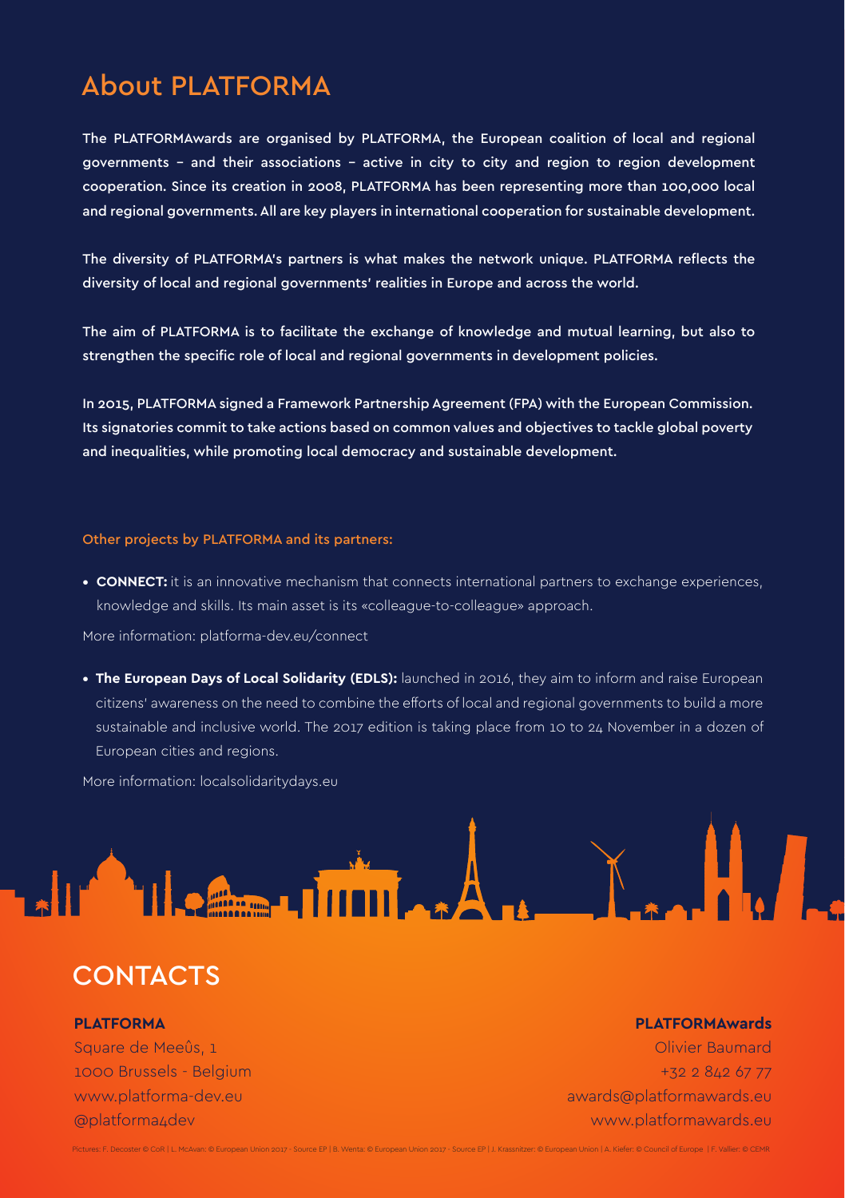## About PLATFORMA

The PLATFORMAwards are organised by PLATFORMA, the European coalition of local and regional governments – and their associations – active in city to city and region to region development cooperation. Since its creation in 2008, PLATFORMA has been representing more than 100,000 local and regional governments. All are key players in international cooperation for sustainable development.

The diversity of PLATFORMA's partners is what makes the network unique. PLATFORMA reflects the diversity of local and regional governments' realities in Europe and across the world.

The aim of PLATFORMA is to facilitate the exchange of knowledge and mutual learning, but also to strengthen the specific role of local and regional governments in development policies.

In 2015, PLATFORMA signed a Framework Partnership Agreement (FPA) with the European Commission. Its signatories commit to take actions based on common values and objectives to tackle global poverty and inequalities, while promoting local democracy and sustainable development.

### Other projects by PLATFORMA and its partners:

- **CONNECT:** it is an innovative mechanism that connects international partners to exchange experiences, knowledge and skills. Its main asset is its «colleague-to-colleague» approach.

More information: platforma-dev.eu/connect

- **The European Days of Local Solidarity (EDLS):** launched in 2016, they aim to inform and raise European citizens' awareness on the need to combine the efforts of local and regional governments to build a more sustainable and inclusive world. The 2017 edition is taking place from 10 to 24 November in a dozen of European cities and regions.

More information: localsolidaritydays.eu

## CONTACTS

**PLATFORMA**
Square de Meeûs, 1
1000 Brussels - Belgium
www.platforma-dev.eu
@platforma4dev

**PLATFORMAwards**
Olivier Baumard
+32 2 842 67 77
awards@platformawards.eu
www.platformawards.eu

Pictures: F. Decoster © CoR | L. McAvan: © European Union 2017 - Source EP | B. Wenta: © European Union 2017 - Source EP | J. Krassnitzer: © European Union | A. Kiefer: © Council of Europe | F. Vallier: © CEMR